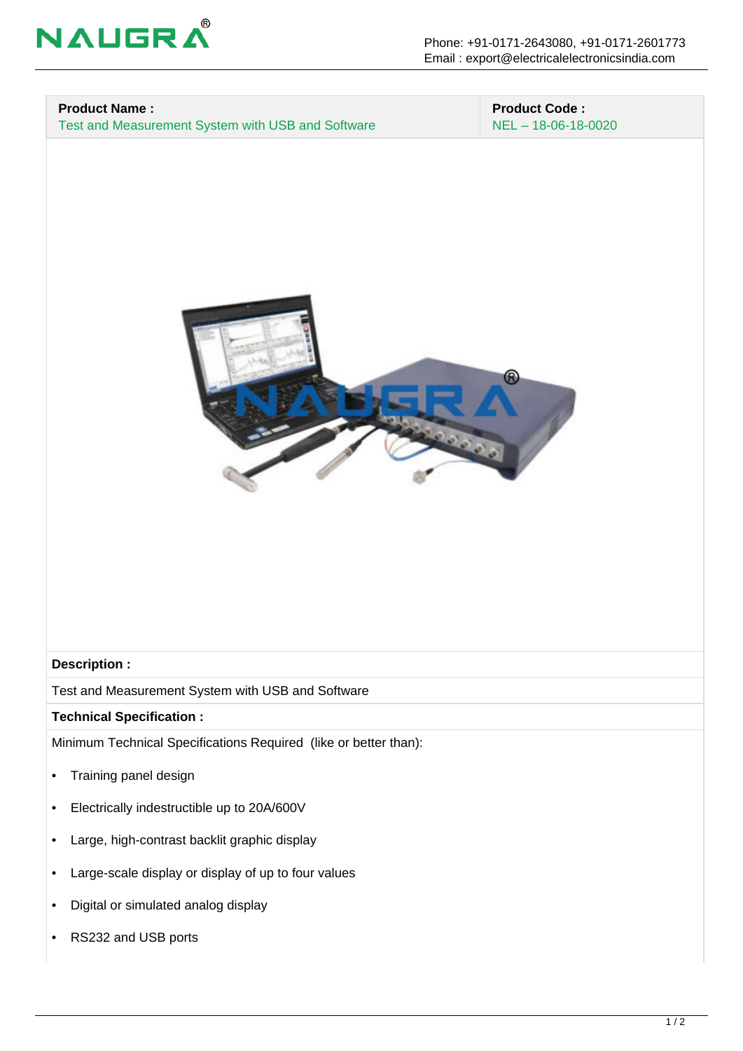NAUGRA®

Phone: +91-0171-2643080, +91-0171-2601773
Email : export@electricalelectronicsindia.com

| **Product Name :** | **Product Code :** |
|---|---|
| Test and Measurement System with USB and Software | NEL – 18-06-18-0020 |

**Description :**

Test and Measurement System with USB and Software

**Technical Specification :**

Minimum Technical Specifications Required  (like or better than):

- Training panel design
- Electrically indestructible up to 20A/600V
- Large, high-contrast backlit graphic display
- Large-scale display or display of up to four values
- Digital or simulated analog display
- RS232 and USB ports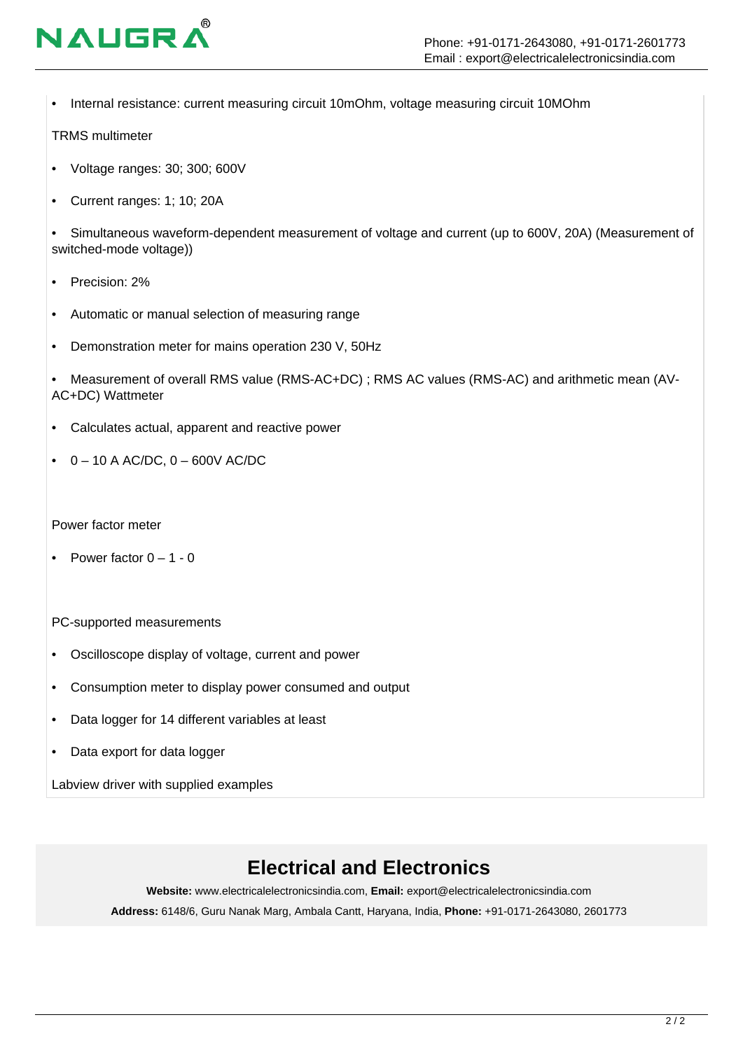- Internal resistance: current measuring circuit 10mOhm, voltage measuring circuit 10MOhm

TRMS multimeter

- Voltage ranges: 30; 300; 600V
- Current ranges: 1; 10; 20A
- Simultaneous waveform-dependent measurement of voltage and current (up to 600V, 20A) (Measurement of switched-mode voltage))
- Precision: 2%
- Automatic or manual selection of measuring range
- Demonstration meter for mains operation 230 V, 50Hz
- Measurement of overall RMS value (RMS-AC+DC) ; RMS AC values (RMS-AC) and arithmetic mean (AV-AC+DC) Wattmeter
- Calculates actual, apparent and reactive power
- 0 – 10 A AC/DC, 0 – 600V AC/DC

Power factor meter

- Power factor 0 – 1 - 0

PC-supported measurements

- Oscilloscope display of voltage, current and power
- Consumption meter to display power consumed and output
- Data logger for 14 different variables at least
- Data export for data logger

Labview driver with supplied examples

## Electrical and Electronics

**Website:** www.electricalelectronicsindia.com, **Email:** export@electricalelectronicsindia.com

**Address:** 6148/6, Guru Nanak Marg, Ambala Cantt, Haryana, India, **Phone:** +91-0171-2643080, 2601773